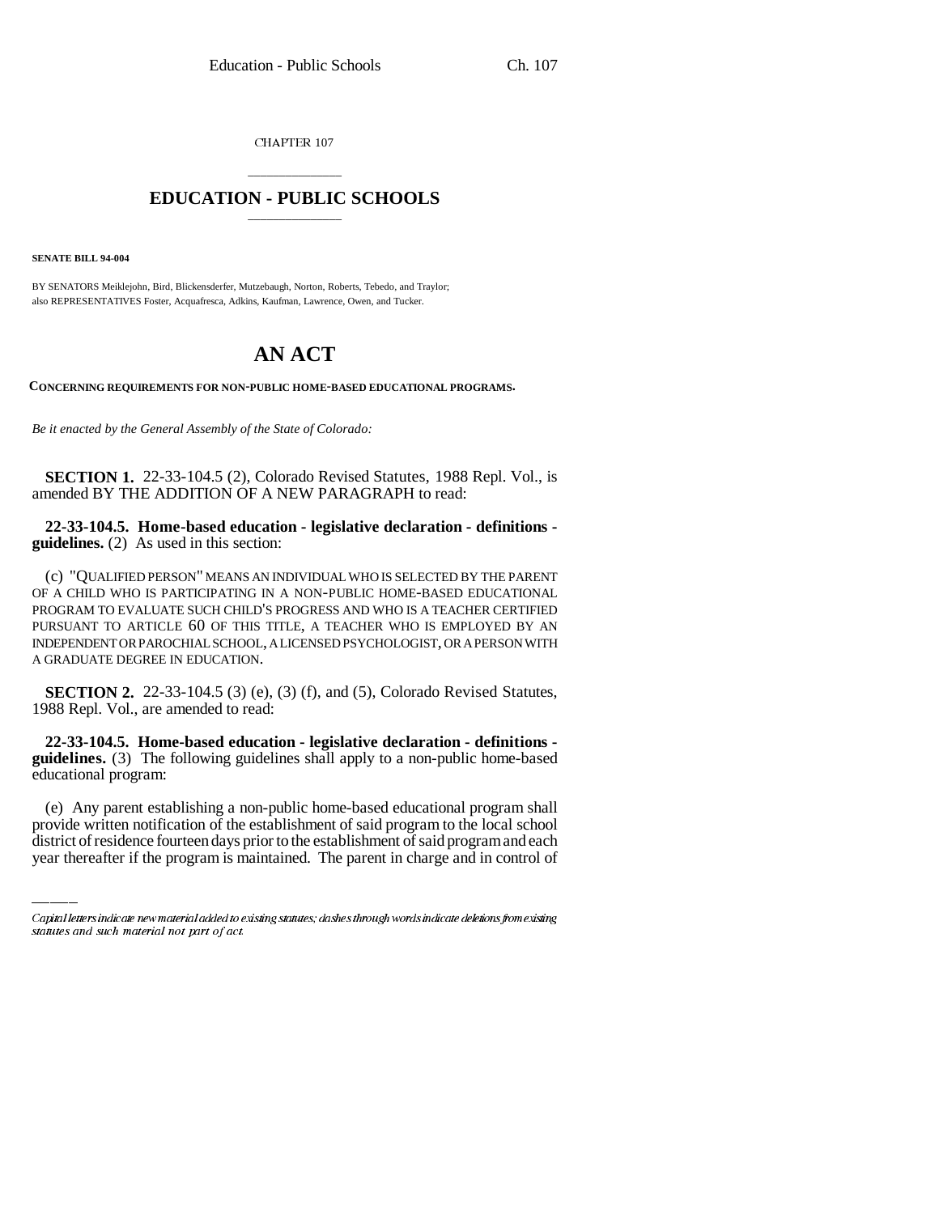CHAPTER 107

# EDUCATION - PUBLIC SCHOOLS

**SENATE BILL 94-004**

BY SENATORS Meiklejohn, Bird, Blickensderfer, Mutzebaugh, Norton, Roberts, Tebedo, and Traylor; also REPRESENTATIVES Foster, Acquafresca, Adkins, Kaufman, Lawrence, Owen, and Tucker.

# AN ACT

**CONCERNING REQUIREMENTS FOR NON-PUBLIC HOME-BASED EDUCATIONAL PROGRAMS.**

*Be it enacted by the General Assembly of the State of Colorado:*

**SECTION 1.** 22-33-104.5 (2), Colorado Revised Statutes, 1988 Repl. Vol., is amended BY THE ADDITION OF A NEW PARAGRAPH to read:

**22-33-104.5. Home-based education - legislative declaration - definitions - guidelines.** (2) As used in this section:

(c) "QUALIFIED PERSON" MEANS AN INDIVIDUAL WHO IS SELECTED BY THE PARENT OF A CHILD WHO IS PARTICIPATING IN A NON-PUBLIC HOME-BASED EDUCATIONAL PROGRAM TO EVALUATE SUCH CHILD'S PROGRESS AND WHO IS A TEACHER CERTIFIED PURSUANT TO ARTICLE 60 OF THIS TITLE, A TEACHER WHO IS EMPLOYED BY AN INDEPENDENT OR PAROCHIAL SCHOOL, A LICENSED PSYCHOLOGIST, OR A PERSON WITH A GRADUATE DEGREE IN EDUCATION.

**SECTION 2.** 22-33-104.5 (3) (e), (3) (f), and (5), Colorado Revised Statutes, 1988 Repl. Vol., are amended to read:

**22-33-104.5. Home-based education - legislative declaration - definitions - guidelines.** (3) The following guidelines shall apply to a non-public home-based educational program:

(e) Any parent establishing a non-public home-based educational program shall provide written notification of the establishment of said program to the local school district of residence fourteen days prior to the establishment of said program and each year thereafter if the program is maintained. The parent in charge and in control of

Capital letters indicate new material added to existing statutes; dashes through words indicate deletions from existing statutes and such material not part of act.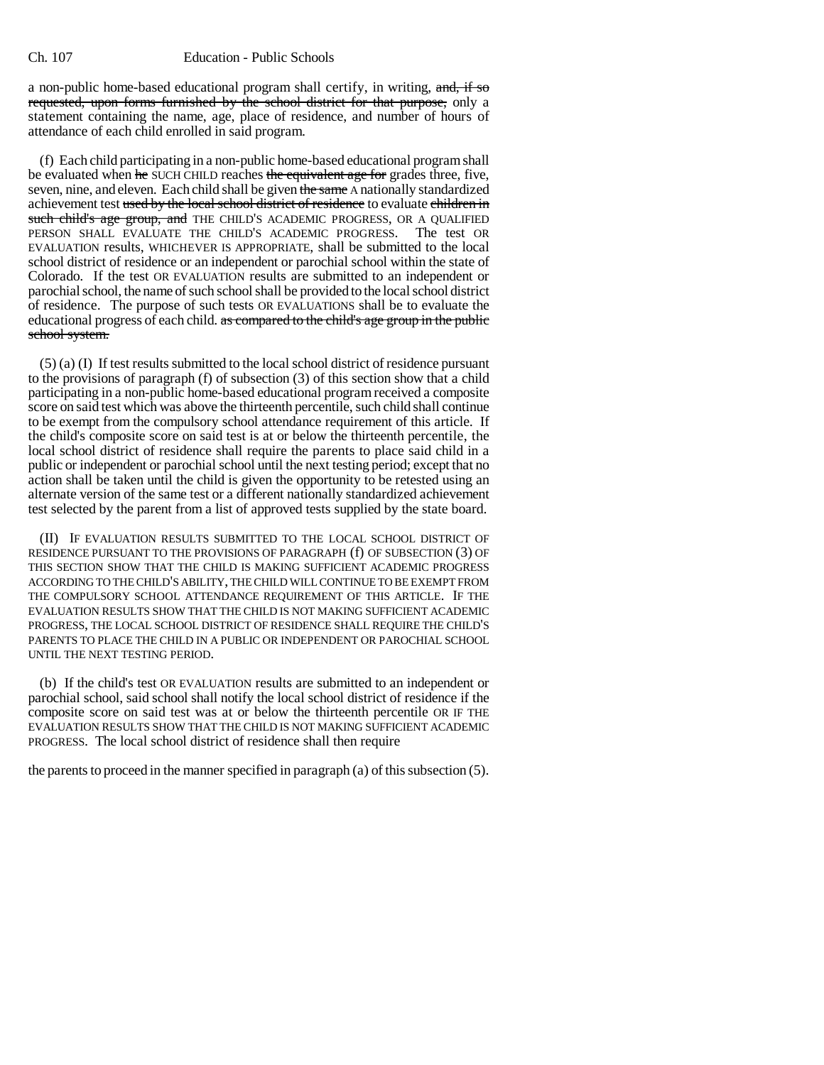a non-public home-based educational program shall certify, in writing, ~~and, if so requested, upon forms furnished by the school district for that purpose,~~ only a statement containing the name, age, place of residence, and number of hours of attendance of each child enrolled in said program.

(f) Each child participating in a non-public home-based educational program shall be evaluated when ~~he~~ SUCH CHILD reaches ~~the equivalent age for~~ grades three, five, seven, nine, and eleven. Each child shall be given ~~the same~~ A nationally standardized achievement test ~~used by the local school district of residence~~ to evaluate ~~children in such child's age group, and~~ THE CHILD'S ACADEMIC PROGRESS, OR A QUALIFIED PERSON SHALL EVALUATE THE CHILD'S ACADEMIC PROGRESS. The test OR EVALUATION results, WHICHEVER IS APPROPRIATE, shall be submitted to the local school district of residence or an independent or parochial school within the state of Colorado. If the test OR EVALUATION results are submitted to an independent or parochial school, the name of such school shall be provided to the local school district of residence. The purpose of such tests OR EVALUATIONS shall be to evaluate the educational progress of each child. ~~as compared to the child's age group in the public school system.~~

(5) (a) (I) If test results submitted to the local school district of residence pursuant to the provisions of paragraph (f) of subsection (3) of this section show that a child participating in a non-public home-based educational program received a composite score on said test which was above the thirteenth percentile, such child shall continue to be exempt from the compulsory school attendance requirement of this article. If the child's composite score on said test is at or below the thirteenth percentile, the local school district of residence shall require the parents to place said child in a public or independent or parochial school until the next testing period; except that no action shall be taken until the child is given the opportunity to be retested using an alternate version of the same test or a different nationally standardized achievement test selected by the parent from a list of approved tests supplied by the state board.

(II) IF EVALUATION RESULTS SUBMITTED TO THE LOCAL SCHOOL DISTRICT OF RESIDENCE PURSUANT TO THE PROVISIONS OF PARAGRAPH (f) OF SUBSECTION (3) OF THIS SECTION SHOW THAT THE CHILD IS MAKING SUFFICIENT ACADEMIC PROGRESS ACCORDING TO THE CHILD'S ABILITY, THE CHILD WILL CONTINUE TO BE EXEMPT FROM THE COMPULSORY SCHOOL ATTENDANCE REQUIREMENT OF THIS ARTICLE. IF THE EVALUATION RESULTS SHOW THAT THE CHILD IS NOT MAKING SUFFICIENT ACADEMIC PROGRESS, THE LOCAL SCHOOL DISTRICT OF RESIDENCE SHALL REQUIRE THE CHILD'S PARENTS TO PLACE THE CHILD IN A PUBLIC OR INDEPENDENT OR PAROCHIAL SCHOOL UNTIL THE NEXT TESTING PERIOD.

(b) If the child's test OR EVALUATION results are submitted to an independent or parochial school, said school shall notify the local school district of residence if the composite score on said test was at or below the thirteenth percentile OR IF THE EVALUATION RESULTS SHOW THAT THE CHILD IS NOT MAKING SUFFICIENT ACADEMIC PROGRESS. The local school district of residence shall then require the parents to proceed in the manner specified in paragraph (a) of this subsection (5).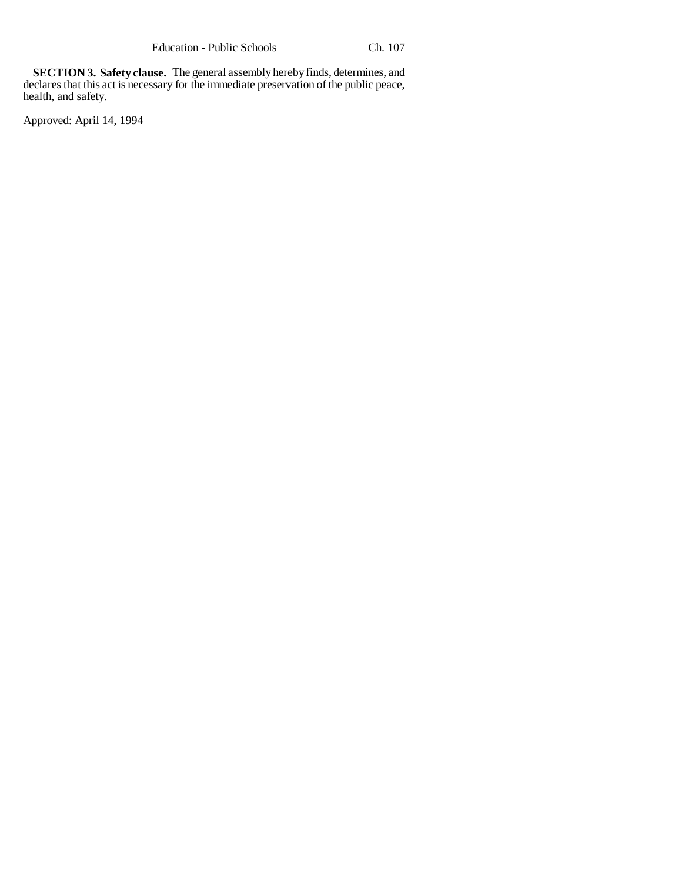**SECTION 3. Safety clause.** The general assembly hereby finds, determines, and declares that this act is necessary for the immediate preservation of the public peace, health, and safety.

Approved: April 14, 1994